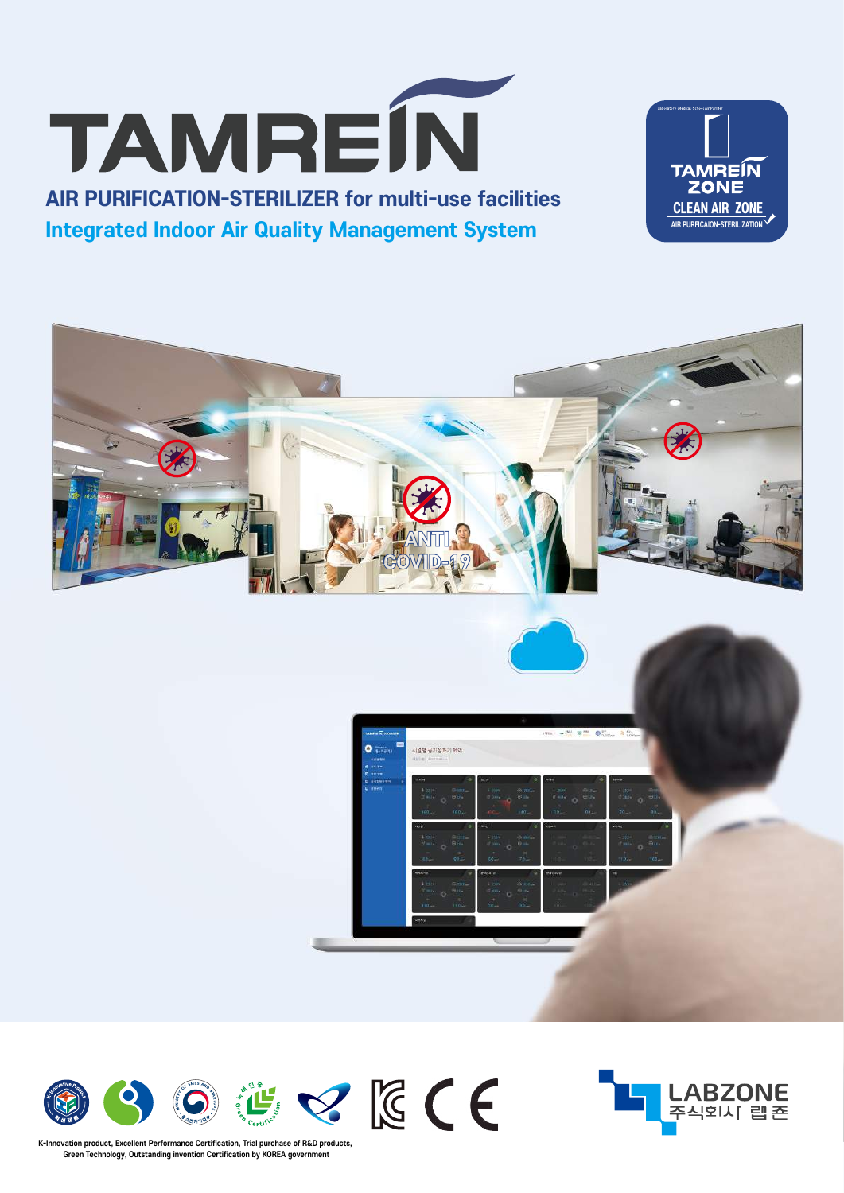# TAMREIN

## AIR PURIFICATION-STERILIZER for multi-use facilities

## Integrated Indoor Air Quality Management System

TAMREIN ZONE
CLEAN AIR ZONE
AIR PURFICAION-STERILIZATION

ANTI COVID-19

LABZONE
주식회사 랩존

K-Innovation product, Excellent Performance Certification, Trial purchase of R&D products, Green Technology, Outstanding invention Certification by KOREA government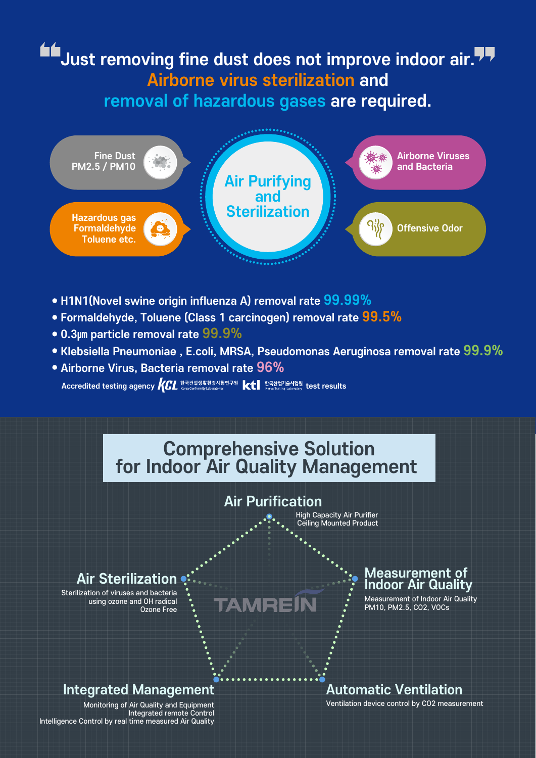# "Just removing fine dust does not improve indoor air."

## Airborne virus sterilization and removal of hazardous gases are required.

**Air Purifying and Sterilization**

- Fine Dust PM2.5 / PM10
- Hazardous gas Formaldehyde Toluene etc.
- Airborne Viruses and Bacteria
- Offensive Odor

- H1N1(Novel swine origin influenza A) removal rate **99.99%**
- Formaldehyde, Toluene (Class 1 carcinogen) removal rate **99.5%**
- 0.3㎛ particle removal rate **99.9%**
- Klebsiella Pneumoniae , E.coli, MRSA, Pseudomonas Aeruginosa removal rate **99.9%**
- Airborne Virus, Bacteria removal rate **96%**

Accredited testing agency KCL 한국건설생활환경시험연구원 Korea Conformity Laboratories ktl 한국산업기술시험원 Korea Testing Laboratory test results

## Comprehensive Solution for Indoor Air Quality Management

**TAMREIN**

### Air Purification

High Capacity Air Purifier
Ceiling Mounted Product

### Measurement of Indoor Air Quality

Measurement of Indoor Air Quality
PM10, PM2.5, CO2, VOCs

### Automatic Ventilation

Ventilation device control by CO2 measurement

### Integrated Management

Monitoring of Air Quality and Equipment
Integrated remote Control
Intelligence Control by real time measured Air Quality

### Air Sterilization

Sterilization of viruses and bacteria using ozone and OH radical
Ozone Free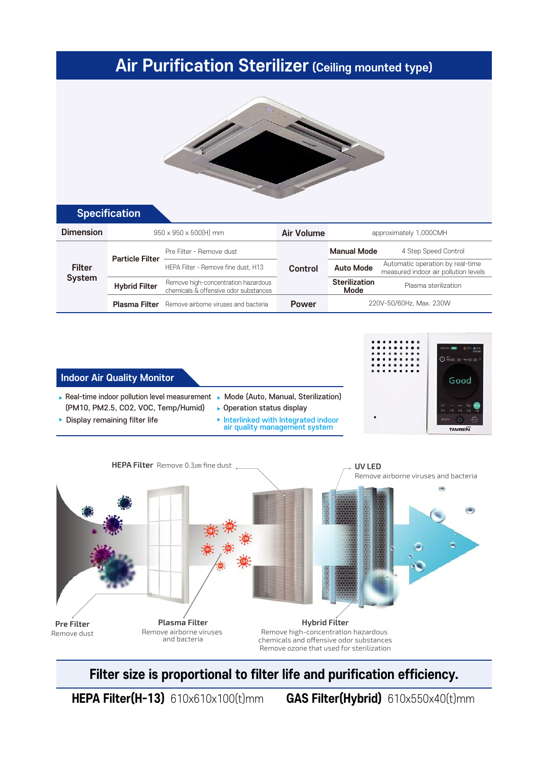# Air Purification Sterilizer (Ceiling mounted type)

## Specification

| Dimension | | 950 x 950 x 500(H) mm | Air Volume | | approximately 1,000CMH |
|---|---|---|---|---|---|
| Filter System | Particle Filter | Pre Filter - Remove dust | Control | Manual Mode | 4 Step Speed Control |
| | | HEPA Filter - Remove fine dust, H13 | | Auto Mode | Automatic operation by real-time measured indoor air pollution levels |
| | Hybrid Filter | Remove high-concentration hazardous chemicals & offensive odor substances | | Sterilization Mode | Plasma sterilization |
| | Plasma Filter | Remove airborne viruses and bacteria | Power | | 220V-50/60Hz, Max. 230W |

## Indoor Air Quality Monitor

- Real-time indoor pollution level measurement (PM10, PM2.5, CO2, VOC, Temp/Humid)
- Display remaining filter life
- Mode (Auto, Manual, Sterilization)
- Operation status display
- Interlinked with Integrated indoor air quality management system

**HEPA Filter** Remove 0.3㎛ fine dust

**UV LED** Remove airborne viruses and bacteria

**Pre Filter** Remove dust

**Plasma Filter** Remove airborne viruses and bacteria

**Hybrid Filter** Remove high-concentration hazardous chemicals and offensive odor substances Remove ozone that used for sterilization

**Filter size is proportional to filter life and purification efficiency.**

**HEPA Filter(H-13)** 610x610x100(t)mm **GAS Filter(Hybrid)** 610x550x40(t)mm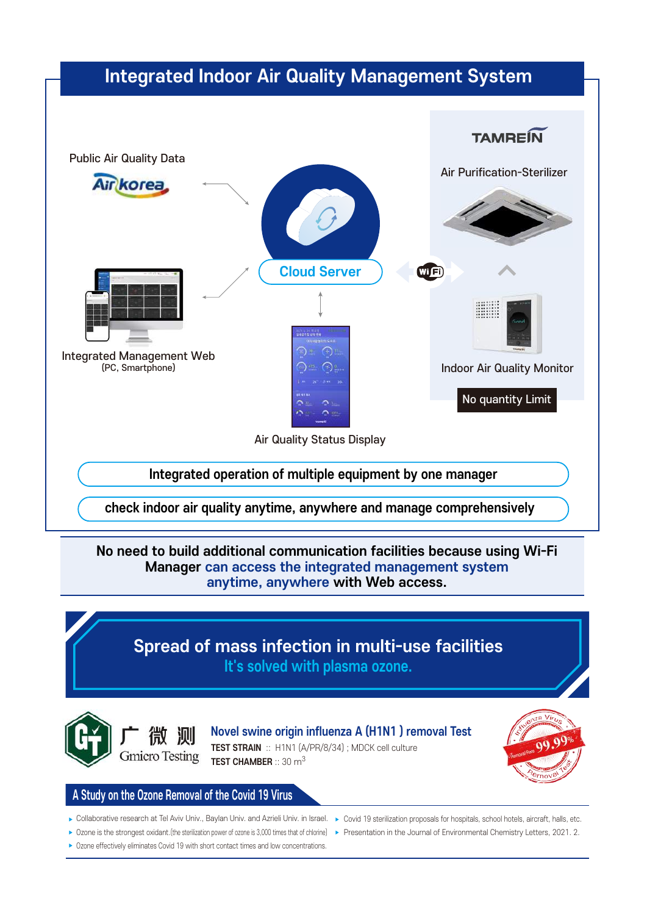# Integrated Indoor Air Quality Management System

Public Air Quality Data

Airkorea

Cloud Server

TAMREIN

Air Purification-Sterilizer

Integrated Management Web
(PC, Smartphone)

Air Quality Status Display

Indoor Air Quality Monitor

No quantity Limit

**Integrated operation of multiple equipment by one manager**

**check indoor air quality anytime, anywhere and manage comprehensively**

**No need to build additional communication facilities because using Wi-Fi Manager can access the integrated management system anytime, anywhere with Web access.**

## Spread of mass infection in multi-use facilities

**It's solved with plasma ozone.**

广微测 Gmicro Testing

**Novel swine origin influenza A (H1N1 ) removal Test**

**TEST STRAIN** :: H1N1 (A/PR/8/34) ; MDCK cell culture

**TEST CHAMBER** :: 30 $m^3$

Influenza Virus Removal Rate 99.99% Removal Test

## A Study on the Ozone Removal of the Covid 19 Virus

- Collaborative research at Tel Aviv Univ., Baylan Univ. and Azrieli Univ. in Israel.
- Ozone is the strongest oxidant.(the sterilization power of ozone is 3,000 times that of chlorine)
- Ozone effectively eliminates Covid 19 with short contact times and low concentrations.
- Covid 19 sterilization proposals for hospitals, school hotels, aircraft, halls, etc.
- Presentation in the Journal of Environmental Chemistry Letters, 2021. 2.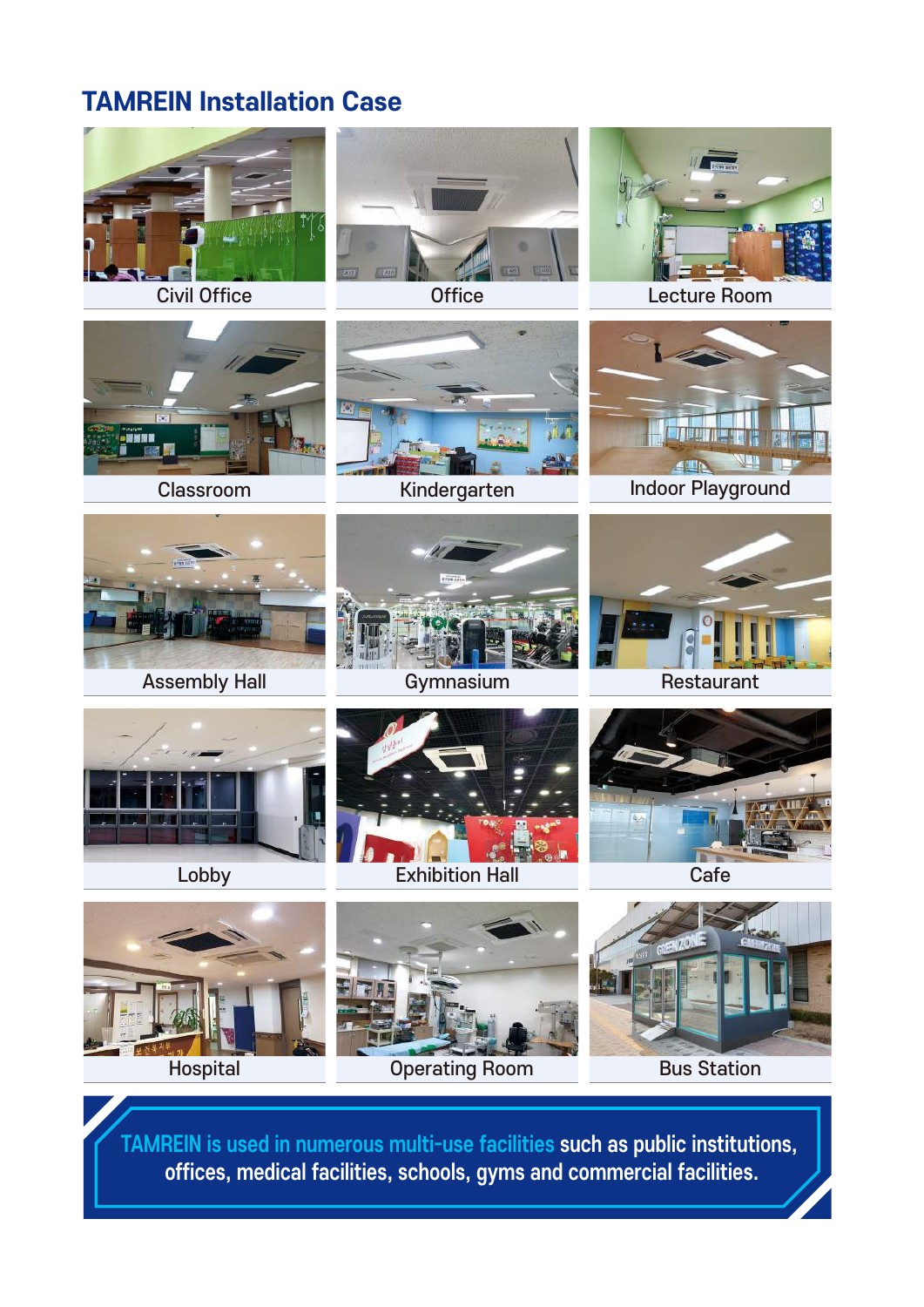## TAMREIN Installation Case

Civil Office

Office

Lecture Room

Classroom

Kindergarten

Indoor Playground

Assembly Hall

Gymnasium

Restaurant

Lobby

Exhibition Hall

Cafe

Hospital

Operating Room

Bus Station

**TAMREIN is used in numerous multi-use facilities such as public institutions, offices, medical facilities, schools, gyms and commercial facilities.**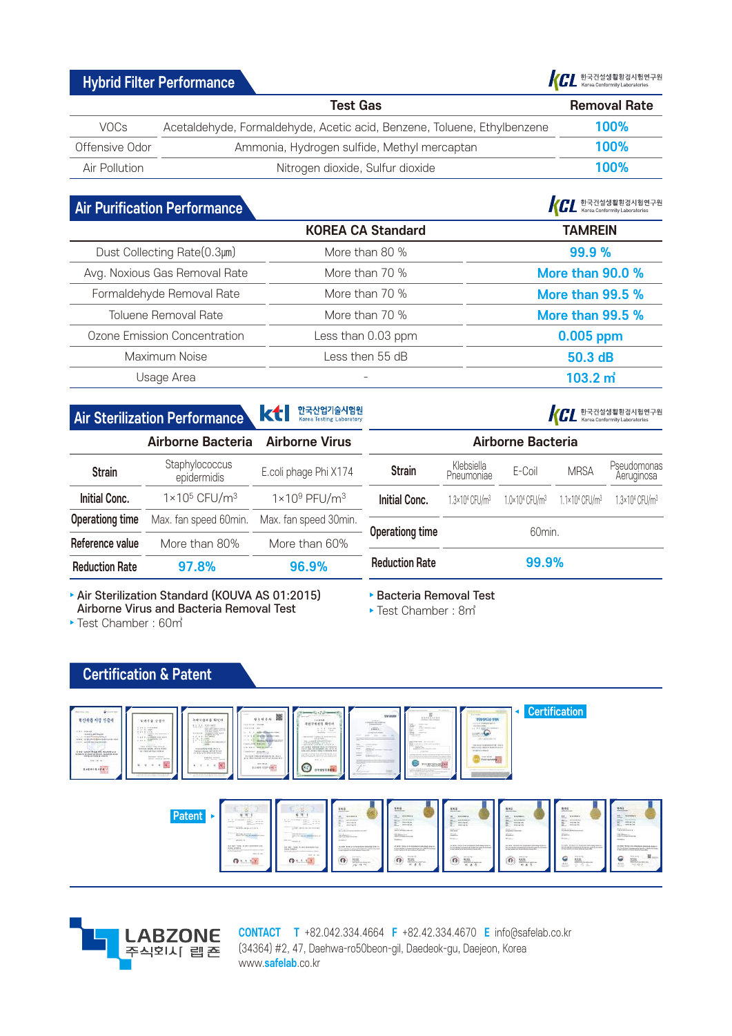## Hybrid Filter Performance

KCL 한국건설생활환경시험연구원 Korea Conformity Laboratories

| | Test Gas | Removal Rate |
|---|---|---|
| VOCs | Acetaldehyde, Formaldehyde, Acetic acid, Benzene, Toluene, Ethylbenzene | 100% |
| Offensive Odor | Ammonia, Hydrogen sulfide, Methyl mercaptan | 100% |
| Air Pollution | Nitrogen dioxide, Sulfur dioxide | 100% |

## Air Purification Performance

KCL 한국건설생활환경시험연구원 Korea Conformity Laboratories

| | KOREA CA Standard | TAMREIN |
|---|---|---|
| Dust Collecting Rate(0.3μm) | More than 80 % | 99.9 % |
| Avg. Noxious Gas Removal Rate | More than 70 % | More than 90.0 % |
| Formaldehyde Removal Rate | More than 70 % | More than 99.5 % |
| Toluene Removal Rate | More than 70 % | More than 99.5 % |
| Ozone Emission Concentration | Less than 0.03 ppm | 0.005 ppm |
| Maximum Noise | Less then 55 dB | 50.3 dB |
| Usage Area | - | 103.2 ㎡ |

## Air Sterilization Performance

ktl 한국산업기술시험원 Korea Testing Laboratory

| | Airborne Bacteria | Airborne Virus |
|---|---|---|
| Strain | Staphylococcus epidermidis | E.coli phage Phi X174 |
| Initial Conc. | $1\times10^5$ CFU/m³ | $1\times10^9$ PFU/m³ |
| Operationg time | Max. fan speed 60min. | Max. fan speed 30min. |
| Reference value | More than 80% | More than 60% |
| Reduction Rate | 97.8% | 96.9% |

- Air Sterilization Standard (KOUVA AS 01:2015) Airborne Virus and Bacteria Removal Test
- Test Chamber : 60㎥

KCL 한국건설생활환경시험연구원 Korea Conformity Laboratories

| | Airborne Bacteria | | | |
|---|---|---|---|---|
| Strain | Klebsiella Pneumoniae | E-Coil | MRSA | Pseudomonas Aeruginosa |
| Initial Conc. | $1.3\times10^4$ CFU/m³ | $1.0\times10^4$ CFU/m³ | $1.1\times10^4$ CFU/m³ | $1.3\times10^4$ CFU/m³ |
| Operationg time | 60min. | | | |
| Reduction Rate | 99.9% | | | |

- Bacteria Removal Test
- Test Chamber : 8㎥

## Certification & Patent

Certification

Patent

LABZONE 주식회사 랩존

CONTACT T +82.042.334.4664 F +82.42.334.4670 E info@safelab.co.kr
(34364) #2, 47, Daehwa-ro50beon-gil, Daedeok-gu, Daejeon, Korea
www.safelab.co.kr